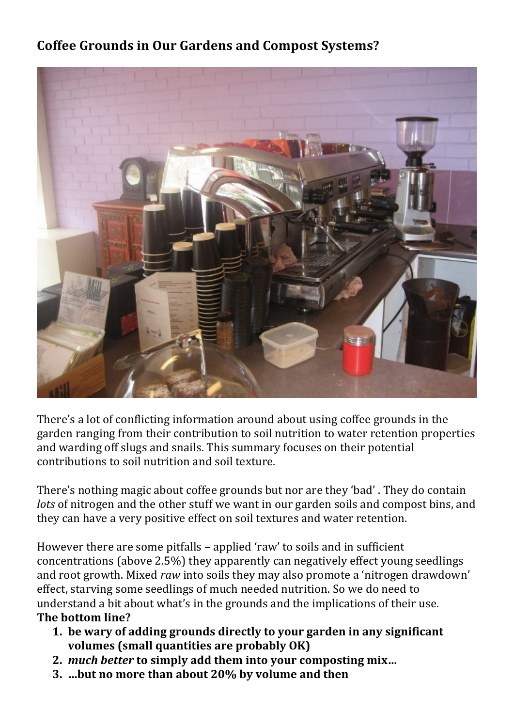# Coffee Grounds in Our Gardens and Compost Systems?

There's a lot of conflicting information around about using coffee grounds in the garden ranging from their contribution to soil nutrition to water retention properties and warding off slugs and snails. This summary focuses on their potential contributions to soil nutrition and soil texture.

There's nothing magic about coffee grounds but nor are they 'bad' . They do contain *lots* of nitrogen and the other stuff we want in our garden soils and compost bins, and they can have a very positive effect on soil textures and water retention.

However there are some pitfalls – applied 'raw' to soils and in sufficient concentrations (above 2.5%) they apparently can negatively effect young seedlings and root growth. Mixed *raw* into soils they may also promote a 'nitrogen drawdown' effect, starving some seedlings of much needed nutrition. So we do need to understand a bit about what's in the grounds and the implications of their use.

**The bottom line?**

1. **be wary of adding grounds directly to your garden in any significant volumes (small quantities are probably OK)**
2. ***much better* to simply add them into your composting mix…**
3. **…but no more than about 20% by volume and then**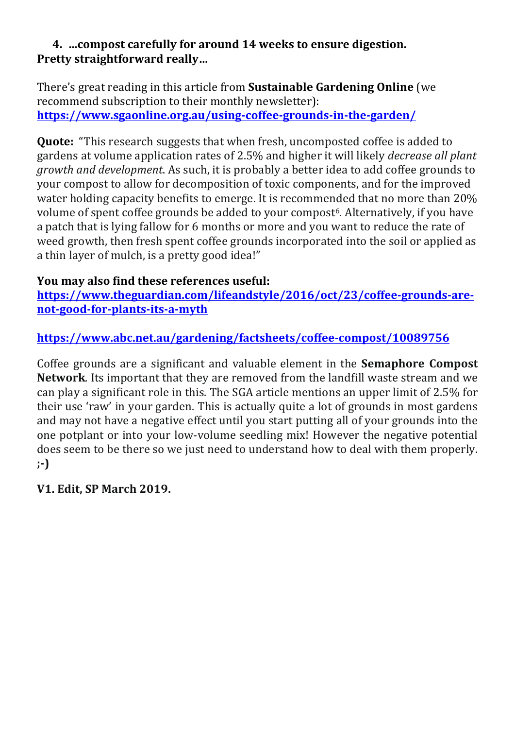4. **...compost carefully for around 14 weeks to ensure digestion.**

**Pretty straightforward really…**

There's great reading in this article from **Sustainable Gardening Online** (we recommend subscription to their monthly newsletter): **https://www.sgaonline.org.au/using-coffee-grounds-in-the-garden/**

**Quote:** "This research suggests that when fresh, uncomposted coffee is added to gardens at volume application rates of 2.5% and higher it will likely *decrease all plant growth and development*. As such, it is probably a better idea to add coffee grounds to your compost to allow for decomposition of toxic components, and for the improved water holding capacity benefits to emerge. It is recommended that no more than 20% volume of spent coffee grounds be added to your compost[6]. Alternatively, if you have a patch that is lying fallow for 6 months or more and you want to reduce the rate of weed growth, then fresh spent coffee grounds incorporated into the soil or applied as a thin layer of mulch, is a pretty good idea!"

**You may also find these references useful:**

**https://www.theguardian.com/lifeandstyle/2016/oct/23/coffee-grounds-are-not-good-for-plants-its-a-myth**

**https://www.abc.net.au/gardening/factsheets/coffee-compost/10089756**

Coffee grounds are a significant and valuable element in the **Semaphore Compost Network**. Its important that they are removed from the landfill waste stream and we can play a significant role in this. The SGA article mentions an upper limit of 2.5% for their use 'raw' in your garden. This is actually quite a lot of grounds in most gardens and may not have a negative effect until you start putting all of your grounds into the one potplant or into your low-volume seedling mix! However the negative potential does seem to be there so we just need to understand how to deal with them properly. **;-)**

**V1. Edit, SP March 2019.**